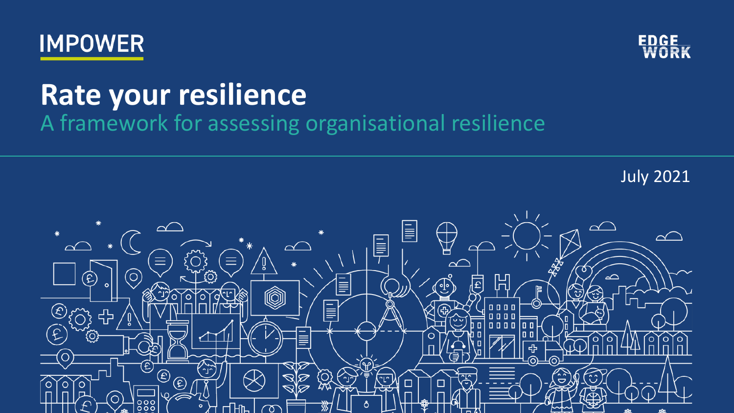IMPOWER

EDGE WORK

# Rate your resilience

## A framework for assessing organisational resilience

July 2021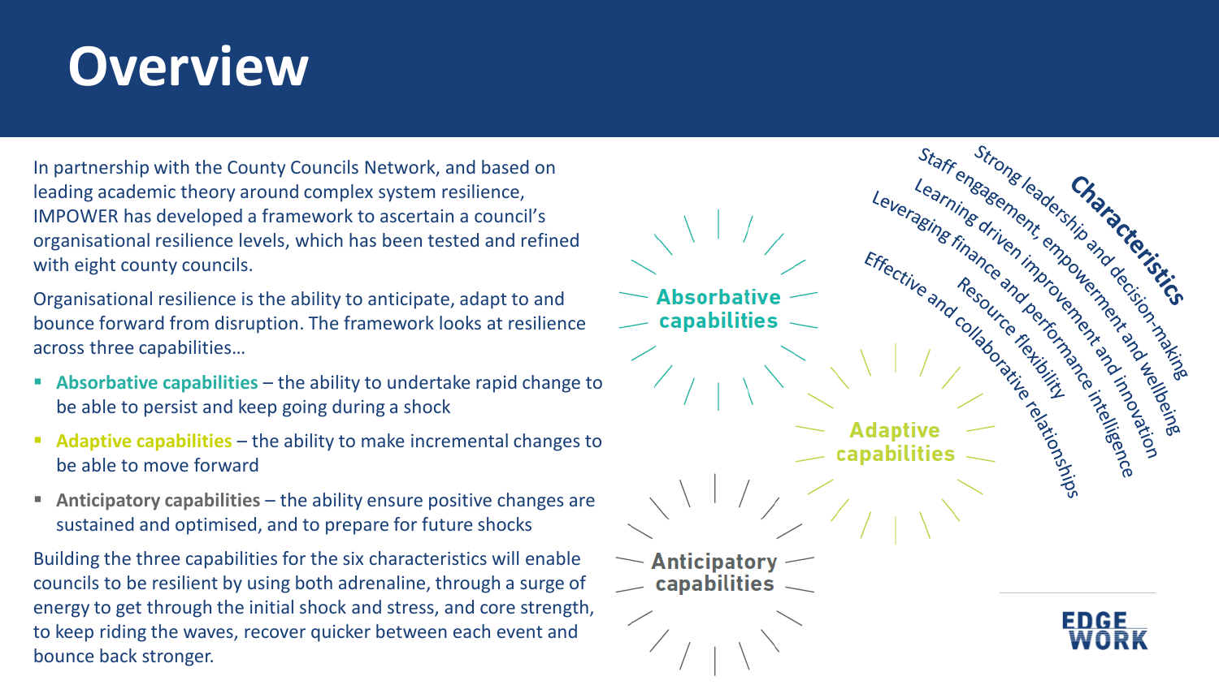# Overview

In partnership with the County Councils Network, and based on leading academic theory around complex system resilience, IMPOWER has developed a framework to ascertain a council's organisational resilience levels, which has been tested and refined with eight county councils.

Organisational resilience is the ability to anticipate, adapt to and bounce forward from disruption. The framework looks at resilience across three capabilities…

- **Absorbative capabilities** – the ability to undertake rapid change to be able to persist and keep going during a shock
- **Adaptive capabilities** – the ability to make incremental changes to be able to move forward
- **Anticipatory capabilities** – the ability ensure positive changes are sustained and optimised, and to prepare for future shocks

Building the three capabilities for the six characteristics will enable councils to be resilient by using both adrenaline, through a surge of energy to get through the initial shock and stress, and core strength, to keep riding the waves, recover quicker between each event and bounce back stronger.

**Characteristics**

- Strong leadership and decision-making
- Staff engagement, empowerment and wellbeing
- Learning driven improvement and innovation
- Leveraging finance and performance intelligence
- Resource flexibility
- Effective and collaborative relationships

**Absorbative capabilities**

**Adaptive capabilities**

**Anticipatory capabilities**

EDGE WORK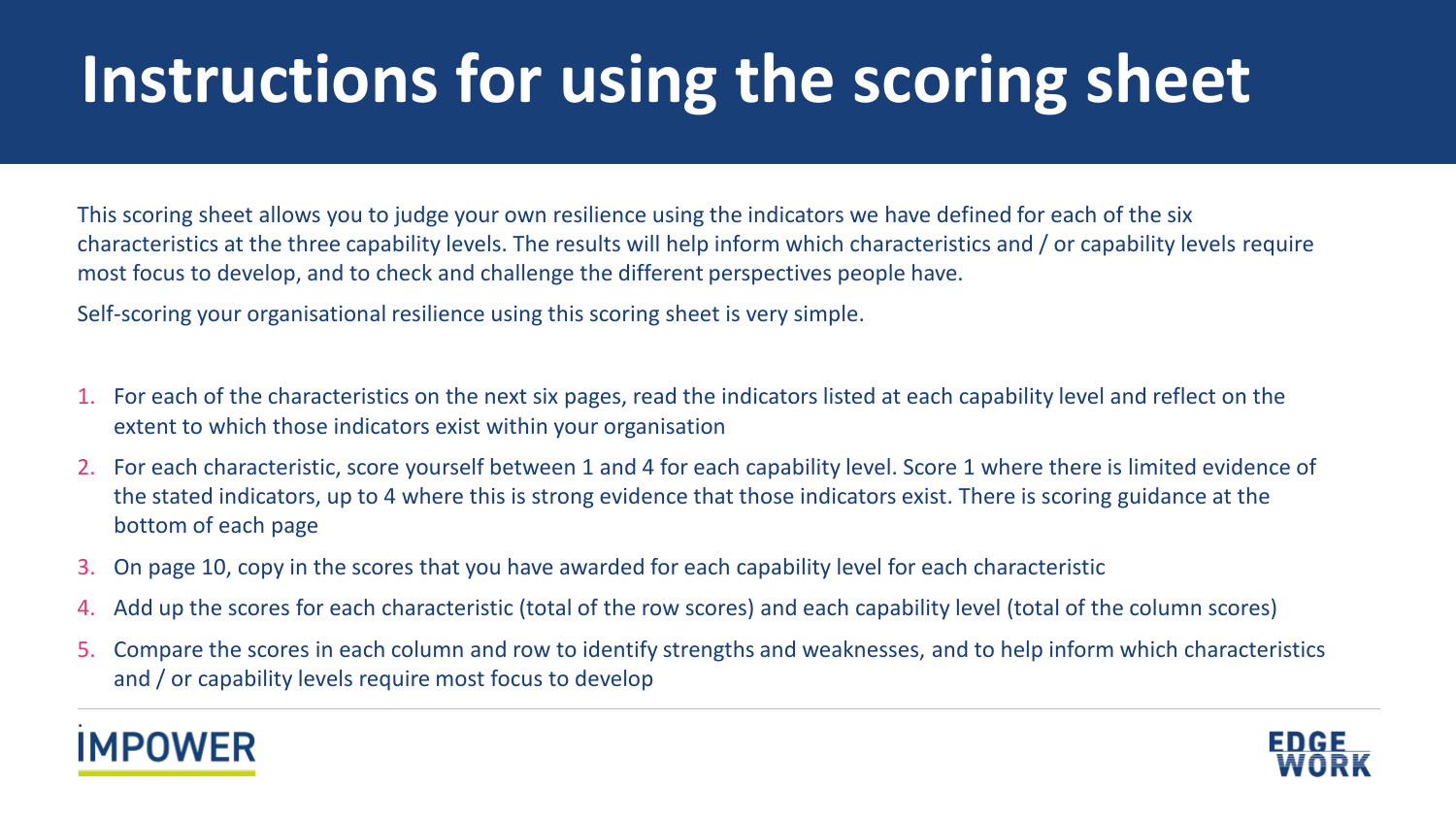# Instructions for using the scoring sheet

This scoring sheet allows you to judge your own resilience using the indicators we have defined for each of the six characteristics at the three capability levels. The results will help inform which characteristics and / or capability levels require most focus to develop, and to check and challenge the different perspectives people have.

Self-scoring your organisational resilience using this scoring sheet is very simple.

1. For each of the characteristics on the next six pages, read the indicators listed at each capability level and reflect on the extent to which those indicators exist within your organisation
2. For each characteristic, score yourself between 1 and 4 for each capability level. Score 1 where there is limited evidence of the stated indicators, up to 4 where this is strong evidence that those indicators exist. There is scoring guidance at the bottom of each page
3. On page 10, copy in the scores that you have awarded for each capability level for each characteristic
4. Add up the scores for each characteristic (total of the row scores) and each capability level (total of the column scores)
5. Compare the scores in each column and row to identify strengths and weaknesses, and to help inform which characteristics and / or capability levels require most focus to develop

IMPOWER

EDGE WORK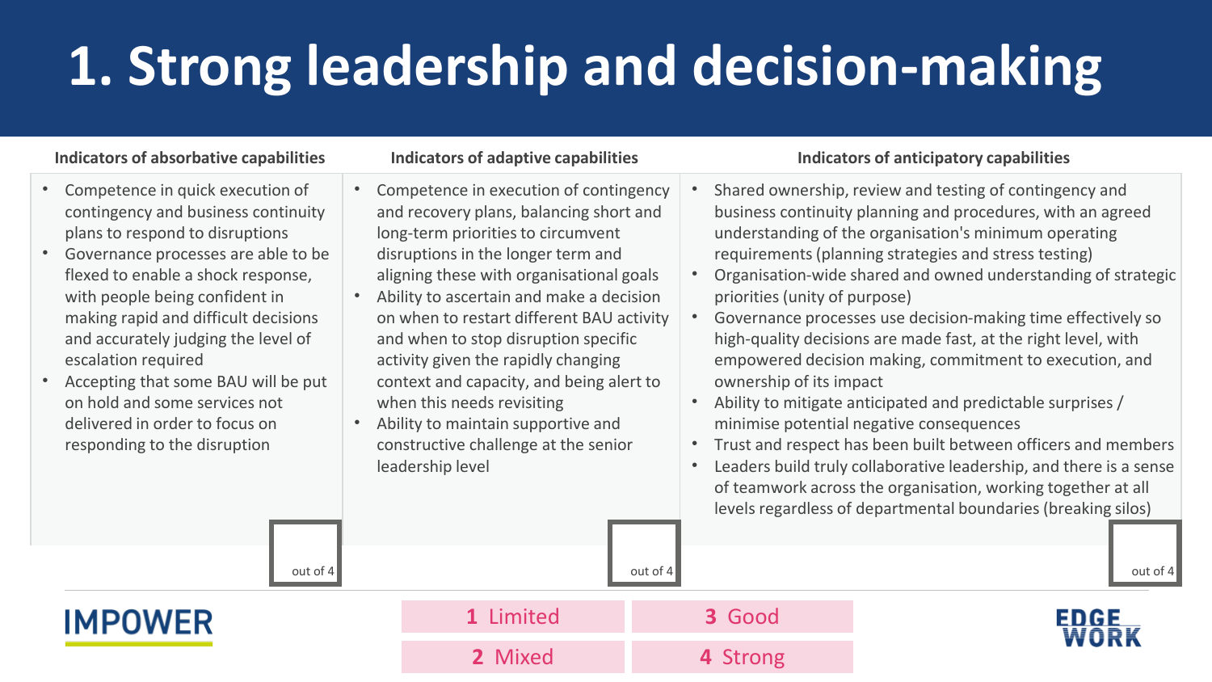# 1. Strong leadership and decision-making

### Indicators of absorbative capabilities

- Competence in quick execution of contingency and business continuity plans to respond to disruptions
- Governance processes are able to be flexed to enable a shock response, with people being confident in making rapid and difficult decisions and accurately judging the level of escalation required
- Accepting that some BAU will be put on hold and some services not delivered in order to focus on responding to the disruption

out of 4

### Indicators of adaptive capabilities

- Competence in execution of contingency and recovery plans, balancing short and long-term priorities to circumvent disruptions in the longer term and aligning these with organisational goals
- Ability to ascertain and make a decision on when to restart different BAU activity and when to stop disruption specific activity given the rapidly changing context and capacity, and being alert to when this needs revisiting
- Ability to maintain supportive and constructive challenge at the senior leadership level

out of 4

### Indicators of anticipatory capabilities

- Shared ownership, review and testing of contingency and business continuity planning and procedures, with an agreed understanding of the organisation's minimum operating requirements (planning strategies and stress testing)
- Organisation-wide shared and owned understanding of strategic priorities (unity of purpose)
- Governance processes use decision-making time effectively so high-quality decisions are made fast, at the right level, with empowered decision making, commitment to execution, and ownership of its impact
- Ability to mitigate anticipated and predictable surprises / minimise potential negative consequences
- Trust and respect has been built between officers and members
- Leaders build truly collaborative leadership, and there is a sense of teamwork across the organisation, working together at all levels regardless of departmental boundaries (breaking silos)

out of 4

| | |
|---|---|
| **1** Limited | **3** Good |
| **2** Mixed | **4** Strong |

IMPOWER

EDGE WORK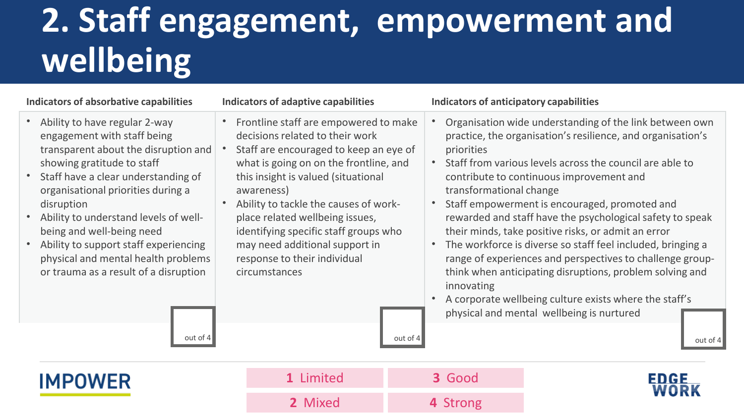# 2. Staff engagement, empowerment and wellbeing

| Indicators of absorbative capabilities | Indicators of adaptive capabilities | Indicators of anticipatory capabilities |
|---|---|---|
| • Ability to have regular 2-way engagement with staff being transparent about the disruption and showing gratitude to staff<br>• Staff have a clear understanding of organisational priorities during a disruption<br>• Ability to understand levels of well-being and well-being need<br>• Ability to support staff experiencing physical and mental health problems or trauma as a result of a disruption | • Frontline staff are empowered to make decisions related to their work<br>• Staff are encouraged to keep an eye of what is going on on the frontline, and this insight is valued (situational awareness)<br>• Ability to tackle the causes of work-place related wellbeing issues, identifying specific staff groups who may need additional support in response to their individual circumstances | • Organisation wide understanding of the link between own practice, the organisation's resilience, and organisation's priorities<br>• Staff from various levels across the council are able to contribute to continuous improvement and transformational change<br>• Staff empowerment is encouraged, promoted and rewarded and staff have the psychological safety to speak their minds, take positive risks, or admit an error<br>• The workforce is diverse so staff feel included, bringing a range of experiences and perspectives to challenge group-think when anticipating disruptions, problem solving and innovating<br>• A corporate wellbeing culture exists where the staff's physical and mental wellbeing is nurtured |
| out of 4 | out of 4 | out of 4 |

IMPOWER

| | |
|---|---|
| **1** Limited | **3** Good |
| **2** Mixed | **4** Strong |

EDGE WORK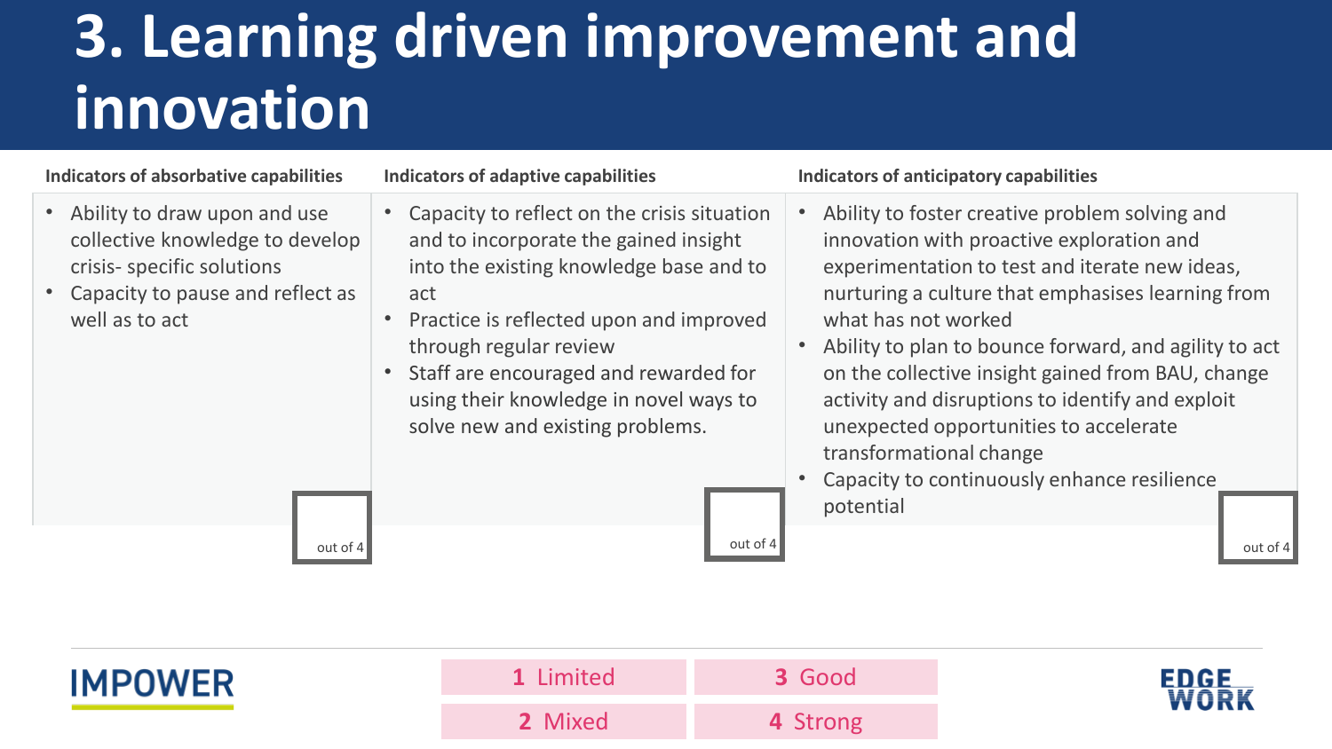# 3. Learning driven improvement and innovation

| Indicators of absorbative capabilities | Indicators of adaptive capabilities | Indicators of anticipatory capabilities |
| --- | --- | --- |
| • Ability to draw upon and use collective knowledge to develop crisis- specific solutions<br>• Capacity to pause and reflect as well as to act | • Capacity to reflect on the crisis situation and to incorporate the gained insight into the existing knowledge base and to act<br>• Practice is reflected upon and improved through regular review<br>• Staff are encouraged and rewarded for using their knowledge in novel ways to solve new and existing problems. | • Ability to foster creative problem solving and innovation with proactive exploration and experimentation to test and iterate new ideas, nurturing a culture that emphasises learning from what has not worked<br>• Ability to plan to bounce forward, and agility to act on the collective insight gained from BAU, change activity and disruptions to identify and exploit unexpected opportunities to accelerate transformational change<br>• Capacity to continuously enhance resilience potential |
| out of 4 | out of 4 | out of 4 |

| | |
| --- | --- |
| **1** Limited | **3** Good |
| **2** Mixed | **4** Strong |

IMPOWER

EDGE WORK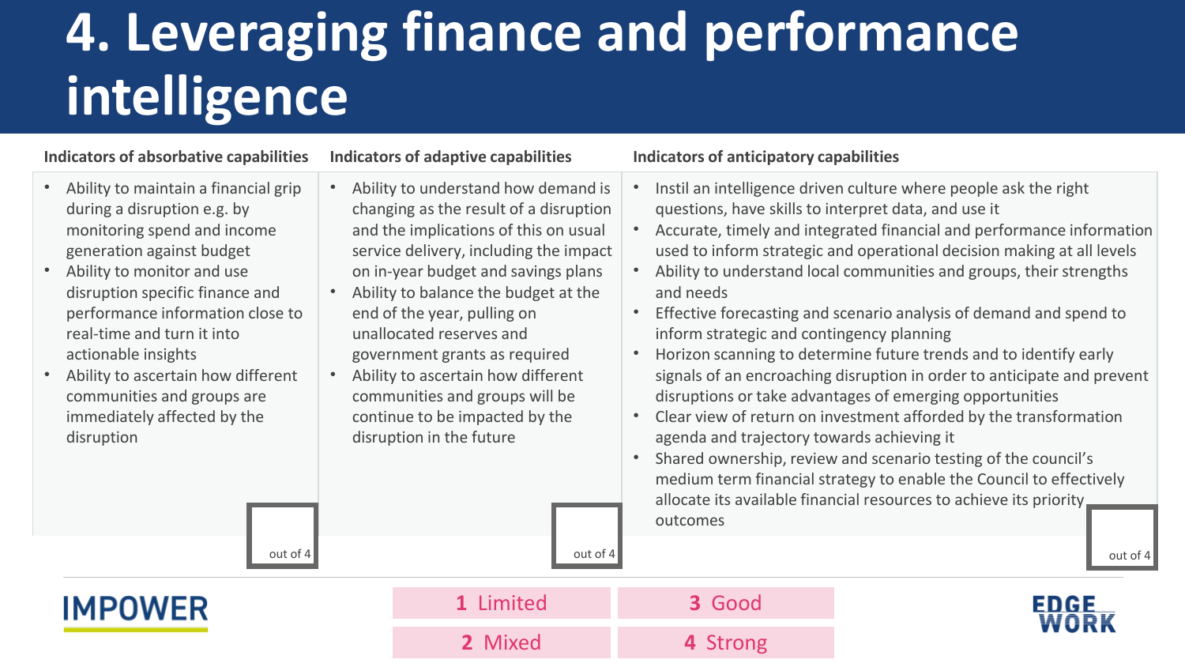# 4. Leveraging finance and performance intelligence

| Indicators of absorbative capabilities | Indicators of adaptive capabilities | Indicators of anticipatory capabilities |
| --- | --- | --- |
| • Ability to maintain a financial grip during a disruption e.g. by monitoring spend and income generation against budget<br>• Ability to monitor and use disruption specific finance and performance information close to real-time and turn it into actionable insights<br>• Ability to ascertain how different communities and groups are immediately affected by the disruption | • Ability to understand how demand is changing as the result of a disruption and the implications of this on usual service delivery, including the impact on in-year budget and savings plans<br>• Ability to balance the budget at the end of the year, pulling on unallocated reserves and government grants as required<br>• Ability to ascertain how different communities and groups will be continue to be impacted by the disruption in the future | • Instil an intelligence driven culture where people ask the right questions, have skills to interpret data, and use it<br>• Accurate, timely and integrated financial and performance information used to inform strategic and operational decision making at all levels<br>• Ability to understand local communities and groups, their strengths and needs<br>• Effective forecasting and scenario analysis of demand and spend to inform strategic and contingency planning<br>• Horizon scanning to determine future trends and to identify early signals of an encroaching disruption in order to anticipate and prevent disruptions or take advantages of emerging opportunities<br>• Clear view of return on investment afforded by the transformation agenda and trajectory towards achieving it<br>• Shared ownership, review and scenario testing of the council's medium term financial strategy to enable the Council to effectively allocate its available financial resources to achieve its priority outcomes |
| out of 4 | out of 4 | out of 4 |

| | |
| --- | --- |
| **1** Limited | **3** Good |
| **2** Mixed | **4** Strong |

IMPOWER

EDGE WORK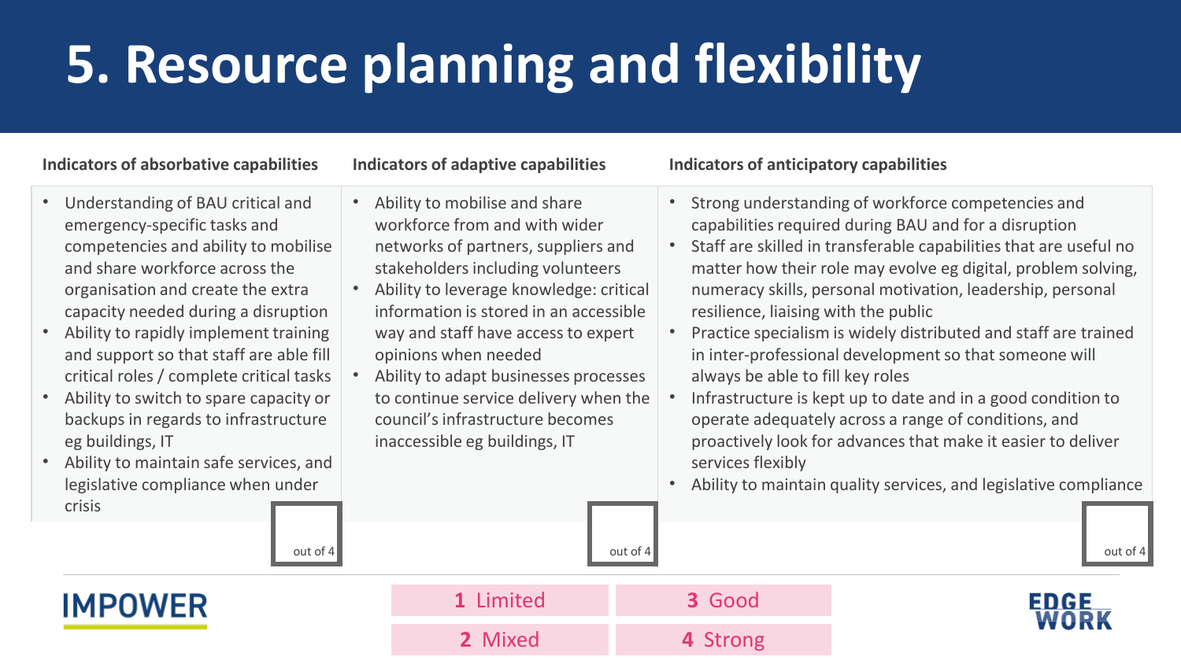# 5. Resource planning and flexibility

| Indicators of absorbative capabilities | Indicators of adaptive capabilities | Indicators of anticipatory capabilities |
| --- | --- | --- |
| • Understanding of BAU critical and emergency-specific tasks and competencies and ability to mobilise and share workforce across the organisation and create the extra capacity needed during a disruption<br>• Ability to rapidly implement training and support so that staff are able fill critical roles / complete critical tasks<br>• Ability to switch to spare capacity or backups in regards to infrastructure eg buildings, IT<br>• Ability to maintain safe services, and legislative compliance when under crisis | • Ability to mobilise and share workforce from and with wider networks of partners, suppliers and stakeholders including volunteers<br>• Ability to leverage knowledge: critical information is stored in an accessible way and staff have access to expert opinions when needed<br>• Ability to adapt businesses processes to continue service delivery when the council's infrastructure becomes inaccessible eg buildings, IT | • Strong understanding of workforce competencies and capabilities required during BAU and for a disruption<br>• Staff are skilled in transferable capabilities that are useful no matter how their role may evolve eg digital, problem solving, numeracy skills, personal motivation, leadership, personal resilience, liaising with the public<br>• Practice specialism is widely distributed and staff are trained in inter-professional development so that someone will always be able to fill key roles<br>• Infrastructure is kept up to date and in a good condition to operate adequately across a range of conditions, and proactively look for advances that make it easier to deliver services flexibly<br>• Ability to maintain quality services, and legislative compliance |
| out of 4 | out of 4 | out of 4 |

| | |
| --- | --- |
| **1** Limited | **3** Good |
| **2** Mixed | **4** Strong |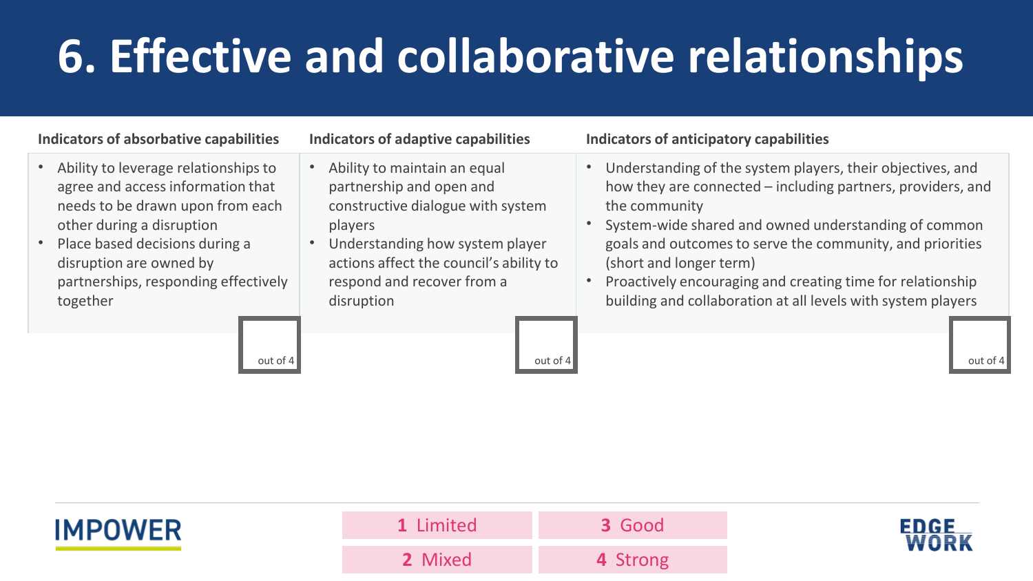# 6. Effective and collaborative relationships

**Indicators of absorbative capabilities**

- Ability to leverage relationships to agree and access information that needs to be drawn upon from each other during a disruption
- Place based decisions during a disruption are owned by partnerships, responding effectively together

out of 4

**Indicators of adaptive capabilities**

- Ability to maintain an equal partnership and open and constructive dialogue with system players
- Understanding how system player actions affect the council's ability to respond and recover from a disruption

out of 4

**Indicators of anticipatory capabilities**

- Understanding of the system players, their objectives, and how they are connected – including partners, providers, and the community
- System-wide shared and owned understanding of common goals and outcomes to serve the community, and priorities (short and longer term)
- Proactively encouraging and creating time for relationship building and collaboration at all levels with system players

out of 4

IMPOWER

| | |
|---|---|
| **1** Limited | **3** Good |
| **2** Mixed | **4** Strong |

EDGE WORK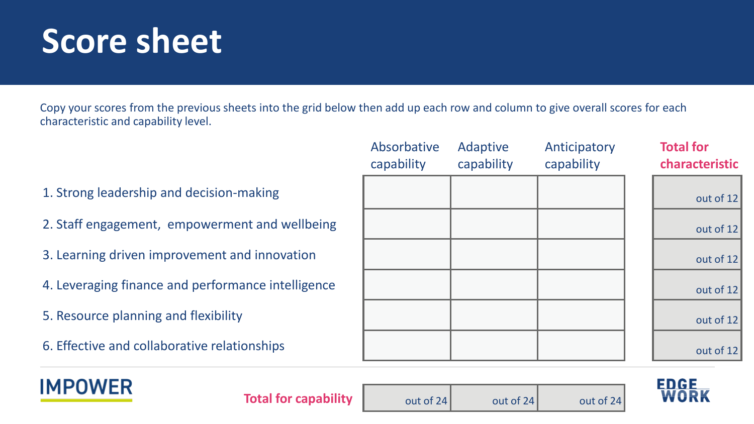# Score sheet

Copy your scores from the previous sheets into the grid below then add up each row and column to give overall scores for each characteristic and capability level.

| | Absorbative capability | Adaptive capability | Anticipatory capability | Total for characteristic |
|---|---|---|---|---|
| 1. Strong leadership and decision-making | | | | out of 12 |
| 2. Staff engagement, empowerment and wellbeing | | | | out of 12 |
| 3. Learning driven improvement and innovation | | | | out of 12 |
| 4. Leveraging finance and performance intelligence | | | | out of 12 |
| 5. Resource planning and flexibility | | | | out of 12 |
| 6. Effective and collaborative relationships | | | | out of 12 |
| **Total for capability** | out of 24 | out of 24 | out of 24 | |

IMPOWER

EDGE WORK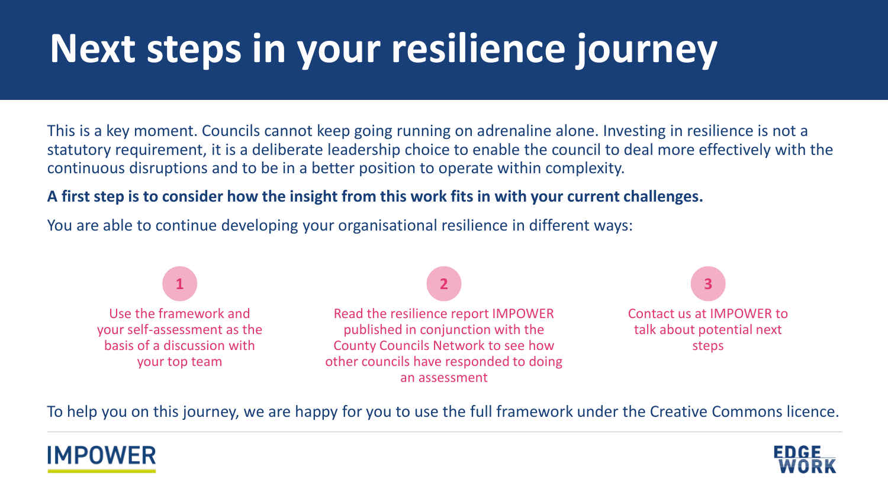# Next steps in your resilience journey

This is a key moment. Councils cannot keep going running on adrenaline alone. Investing in resilience is not a statutory requirement, it is a deliberate leadership choice to enable the council to deal more effectively with the continuous disruptions and to be in a better position to operate within complexity.

**A first step is to consider how the insight from this work fits in with your current challenges.**

You are able to continue developing your organisational resilience in different ways:

1. Use the framework and your self-assessment as the basis of a discussion with your top team
2. Read the resilience report IMPOWER published in conjunction with the County Councils Network to see how other councils have responded to doing an assessment
3. Contact us at IMPOWER to talk about potential next steps

To help you on this journey, we are happy for you to use the full framework under the Creative Commons licence.

IMPOWER

EDGE WORK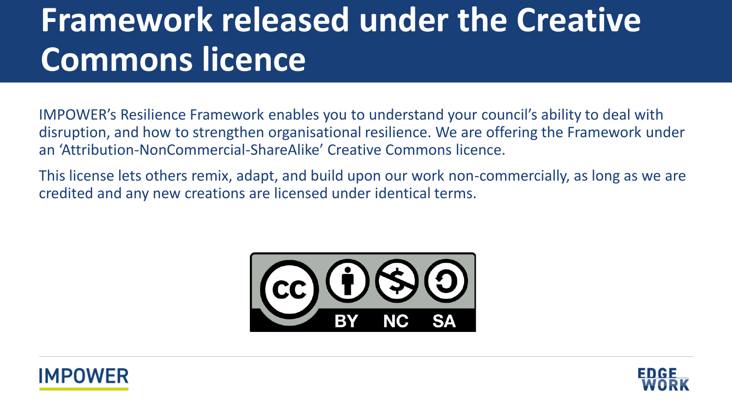# Framework released under the Creative Commons licence

IMPOWER's Resilience Framework enables you to understand your council's ability to deal with disruption, and how to strengthen organisational resilience. We are offering the Framework under an 'Attribution-NonCommercial-ShareAlike' Creative Commons licence.

This license lets others remix, adapt, and build upon our work non-commercially, as long as we are credited and any new creations are licensed under identical terms.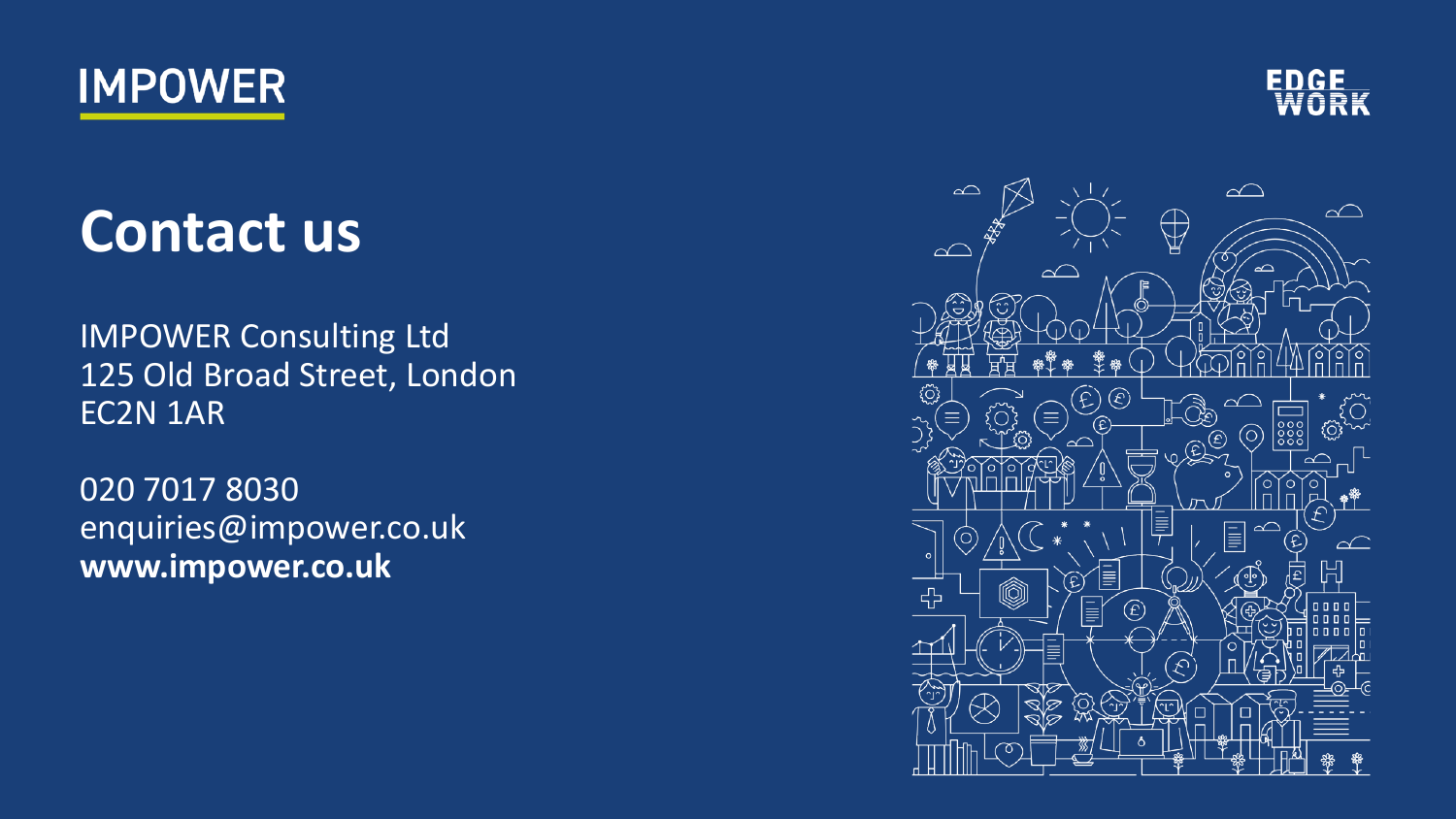IMPOWER

EDGE WORK

# Contact us

IMPOWER Consulting Ltd
125 Old Broad Street, London
EC2N 1AR

020 7017 8030
enquiries@impower.co.uk
**www.impower.co.uk**